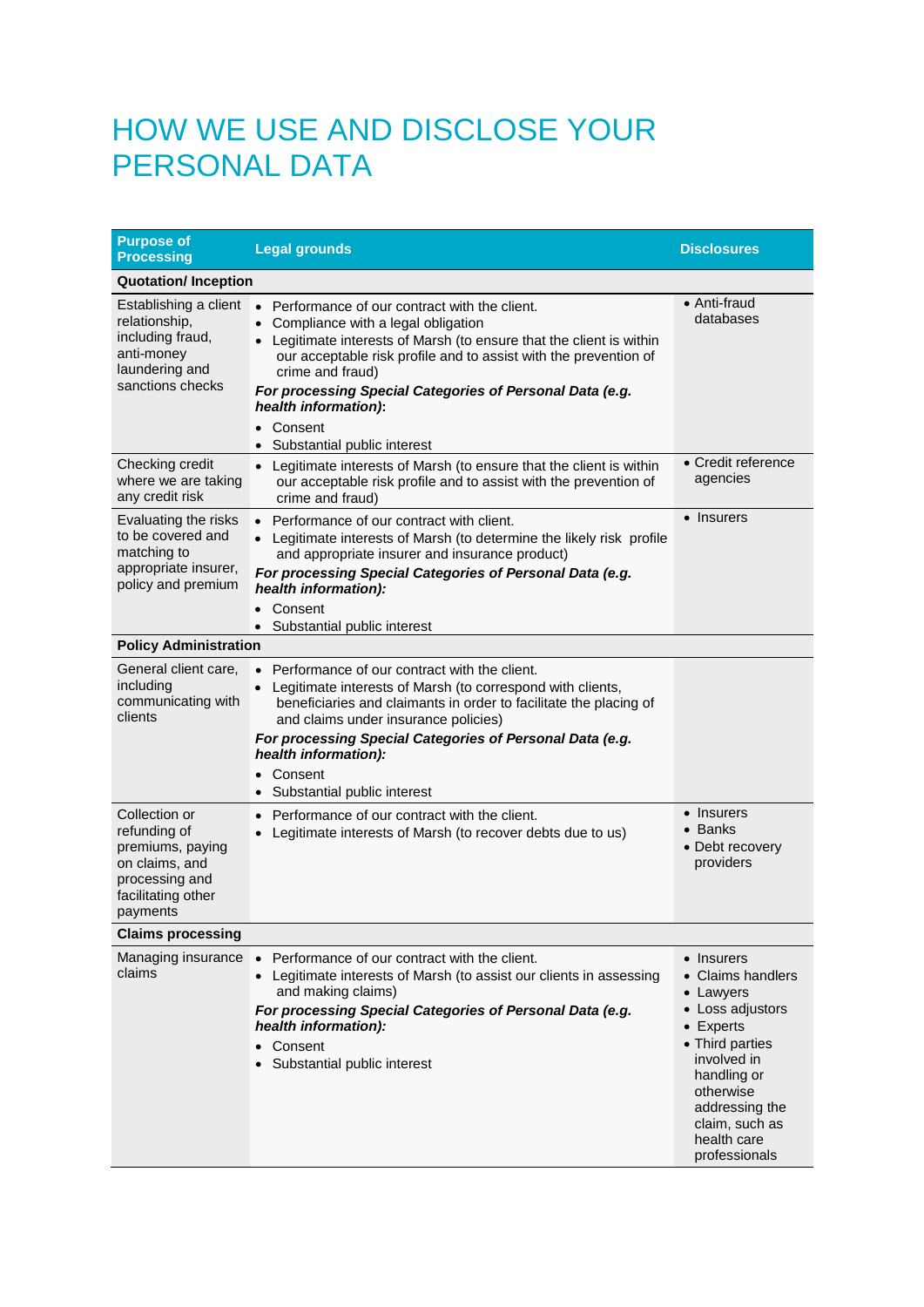# HOW WE USE AND DISCLOSE YOUR PERSONAL DATA

| Purpose of Processing | Legal grounds | Disclosures |
|---|---|---|
| **Quotation/ Inception** | | |
| Establishing a client relationship, including fraud, anti-money laundering and sanctions checks | • Performance of our contract with the client.<br>• Compliance with a legal obligation<br>• Legitimate interests of Marsh (to ensure that the client is within our acceptable risk profile and to assist with the prevention of crime and fraud)<br>***For processing Special Categories of Personal Data (e.g. health information)*:**<br>• Consent<br>• Substantial public interest | • Anti-fraud databases |
| Checking credit where we are taking any credit risk | • Legitimate interests of Marsh (to ensure that the client is within our acceptable risk profile and to assist with the prevention of crime and fraud) | • Credit reference agencies |
| Evaluating the risks to be covered and matching to appropriate insurer, policy and premium | • Performance of our contract with client.<br>• Legitimate interests of Marsh (to determine the likely risk profile and appropriate insurer and insurance product)<br>***For processing Special Categories of Personal Data (e.g. health information):***<br>• Consent<br>• Substantial public interest | • Insurers |
| **Policy Administration** | | |
| General client care, including communicating with clients | • Performance of our contract with the client.<br>• Legitimate interests of Marsh (to correspond with clients, beneficiaries and claimants in order to facilitate the placing of and claims under insurance policies)<br>***For processing Special Categories of Personal Data (e.g. health information):***<br>• Consent<br>• Substantial public interest | |
| Collection or refunding of premiums, paying on claims, and processing and facilitating other payments | • Performance of our contract with the client.<br>• Legitimate interests of Marsh (to recover debts due to us) | • Insurers<br>• Banks<br>• Debt recovery providers |
| **Claims processing** | | |
| Managing insurance claims | • Performance of our contract with the client.<br>• Legitimate interests of Marsh (to assist our clients in assessing and making claims)<br>***For processing Special Categories of Personal Data (e.g. health information):***<br>• Consent<br>• Substantial public interest | • Insurers<br>• Claims handlers<br>• Lawyers<br>• Loss adjustors<br>• Experts<br>• Third parties involved in handling or otherwise addressing the claim, such as health care professionals |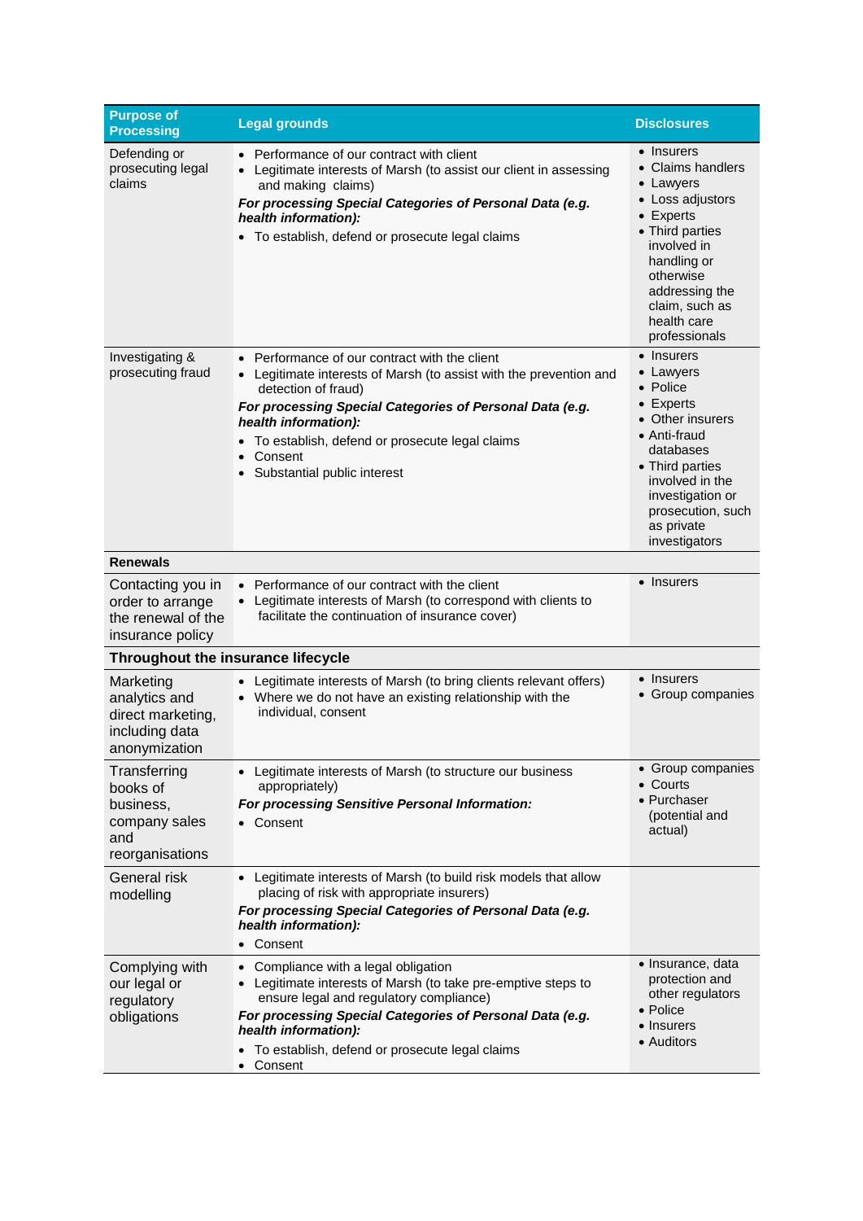| Purpose of Processing | Legal grounds | Disclosures |
|---|---|---|
| Defending or prosecuting legal claims | • Performance of our contract with client<br>• Legitimate interests of Marsh (to assist our client in assessing and making claims)<br>***For processing Special Categories of Personal Data (e.g. health information):***<br>• To establish, defend or prosecute legal claims | • Insurers<br>• Claims handlers<br>• Lawyers<br>• Loss adjustors<br>• Experts<br>• Third parties involved in handling or otherwise addressing the claim, such as health care professionals |
| Investigating & prosecuting fraud | • Performance of our contract with the client<br>• Legitimate interests of Marsh (to assist with the prevention and detection of fraud)<br>***For processing Special Categories of Personal Data (e.g. health information):***<br>• To establish, defend or prosecute legal claims<br>• Consent<br>• Substantial public interest | • Insurers<br>• Lawyers<br>• Police<br>• Experts<br>• Other insurers<br>• Anti-fraud databases<br>• Third parties involved in the investigation or prosecution, such as private investigators |
| **Renewals** | | |
| Contacting you in order to arrange the renewal of the insurance policy | • Performance of our contract with the client<br>• Legitimate interests of Marsh (to correspond with clients to facilitate the continuation of insurance cover) | • Insurers |
| **Throughout the insurance lifecycle** | | |
| Marketing analytics and direct marketing, including data anonymization | • Legitimate interests of Marsh (to bring clients relevant offers)<br>• Where we do not have an existing relationship with the individual, consent | • Insurers<br>• Group companies |
| Transferring books of business, company sales and reorganisations | • Legitimate interests of Marsh (to structure our business appropriately)<br>***For processing Sensitive Personal Information:***<br>• Consent | • Group companies<br>• Courts<br>• Purchaser (potential and actual) |
| General risk modelling | • Legitimate interests of Marsh (to build risk models that allow placing of risk with appropriate insurers)<br>***For processing Special Categories of Personal Data (e.g. health information):***<br>• Consent | |
| Complying with our legal or regulatory obligations | • Compliance with a legal obligation<br>• Legitimate interests of Marsh (to take pre-emptive steps to ensure legal and regulatory compliance)<br>***For processing Special Categories of Personal Data (e.g. health information):***<br>• To establish, defend or prosecute legal claims<br>• Consent | • Insurance, data protection and other regulators<br>• Police<br>• Insurers<br>• Auditors |